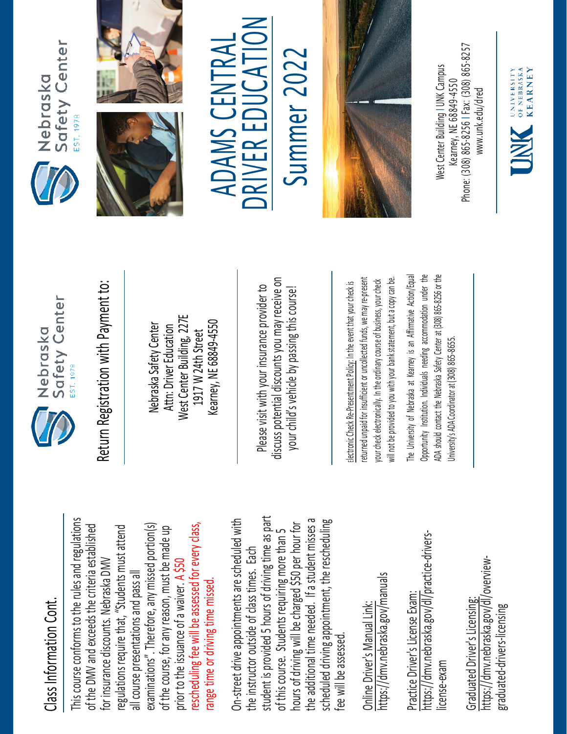## Class Information Cont.

This course conforms to the rules and regulations of the DMV and exceeds the criteria established for insurance discounts. Nebraska DMV regulations require that, "Students must attend all course presentations and pass all examinations". Therefore, any missed portion(s) of the course, for any reason, must be made up prior to the issuance of a waiver. A $50 rescheduling fee will be assessed for every class, range time or driving time missed.

On-street drive appointments are scheduled with the instructor outside of class times. Each student is provided 5 hours of driving time as part of this course. Students requiring more than 5 hours of driving will be charged $50 per hour for the additional time needed. If a student misses a scheduled driving appointment, the rescheduling fee will be assessed.

Online Driver's Manual Link:
https://dmv.nebraska.gov/manuals

Practice Driver's License Exam:
https://dmv.nebraska.gov/dl/practice-drivers-license-exam

Graduated Driver's Licensing:
https://dmv.nebraska.gov/dl/overview-graduated-drivers-licensing

Nebraska Safety Center
EST. 1978

## Return Registration with Payment to:

Nebraska Safety Center
Attn: Driver Education
West Center Building, 227E
1917 W 24th Street
Kearney, NE 68849-4550

Please visit with your insurance provider to discuss potential discounts you may receive on your child's vehicle by passing this course!

Electronic Check Re-Presentment Policy: In the event that your check is returned unpaid for insufficient or uncollected funds, we may re-present your check electronically. In the ordinary course of business, your check will not be provided to you with your bank statement, but a copy can be.

The University of Nebraska at Kearney is an Affirmative Action/Equal Opportunity Institution. Individuals needing accommodation under the ADA should contact the Nebraska Safety Center at (308) 865-8256 or the University's ADA Coordinator at (308) 865-8655.

Nebraska Safety Center
EST. 1978

# ADAMS CENTRAL DRIVER EDUCATION

# Summer 2022

West Center Building | UNK Campus
Kearney, NE 68849-4550
Phone: (308) 865-8256 | Fax: (308) 865-8257
www.unk.edu/dred

UNK University of Nebraska Kearney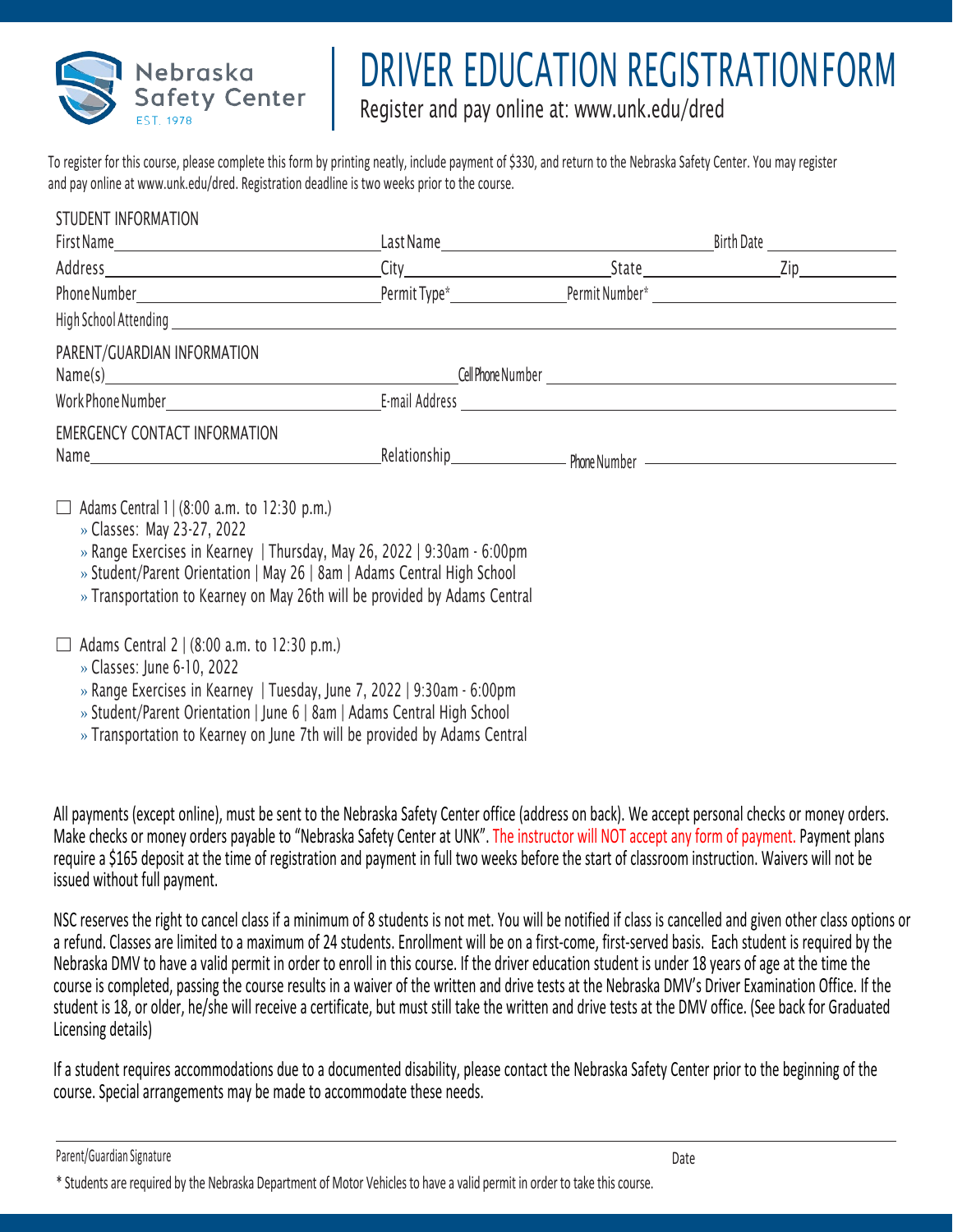Nebraska Safety Center
EST. 1978

# DRIVER EDUCATION REGISTRATION FORM

Register and pay online at: www.unk.edu/dred

To register for this course, please complete this form by printing neatly, include payment of $330, and return to the Nebraska Safety Center. You may register and pay online at www.unk.edu/dred. Registration deadline is two weeks prior to the course.

## STUDENT INFORMATION

First Name\_\_\_\_\_\_\_\_\_\_\_\_\_\_\_\_ Last Name\_\_\_\_\_\_\_\_\_\_\_\_\_\_\_\_ Birth Date \_\_\_\_\_\_\_\_\_\_

Address\_\_\_\_\_\_\_\_\_\_\_\_\_\_\_\_ City\_\_\_\_\_\_\_\_\_\_\_\_ State\_\_\_\_\_\_\_\_ Zip\_\_\_\_\_\_\_\_

Phone Number\_\_\_\_\_\_\_\_\_\_\_\_\_\_\_\_ Permit Type*\_\_\_\_\_\_\_\_ Permit Number* \_\_\_\_\_\_\_\_\_\_\_\_

High School Attending \_\_\_\_\_\_\_\_\_\_\_\_\_\_\_\_\_\_\_\_\_\_\_\_\_\_\_\_\_\_\_\_

## PARENT/GUARDIAN INFORMATION

Name(s)\_\_\_\_\_\_\_\_\_\_\_\_\_\_\_\_ Cell Phone Number \_\_\_\_\_\_\_\_\_\_\_\_\_\_\_\_

Work Phone Number\_\_\_\_\_\_\_\_\_\_\_\_\_\_\_\_ E-mail Address \_\_\_\_\_\_\_\_\_\_\_\_\_\_\_\_

## EMERGENCY CONTACT INFORMATION

Name\_\_\_\_\_\_\_\_\_\_\_\_\_\_\_\_ Relationship\_\_\_\_\_\_\_\_\_\_ Phone Number \_\_\_\_\_\_\_\_\_\_\_\_\_\_\_\_

☐ Adams Central 1 | (8:00 a.m. to 12:30 p.m.)
- » Classes: May 23-27, 2022
- » Range Exercises in Kearney | Thursday, May 26, 2022 | 9:30am - 6:00pm
- » Student/Parent Orientation | May 26 | 8am | Adams Central High School
- » Transportation to Kearney on May 26th will be provided by Adams Central

☐ Adams Central 2 | (8:00 a.m. to 12:30 p.m.)
- » Classes: June 6-10, 2022
- » Range Exercises in Kearney | Tuesday, June 7, 2022 | 9:30am - 6:00pm
- » Student/Parent Orientation | June 6 | 8am | Adams Central High School
- » Transportation to Kearney on June 7th will be provided by Adams Central

All payments (except online), must be sent to the Nebraska Safety Center office (address on back). We accept personal checks or money orders. Make checks or money orders payable to "Nebraska Safety Center at UNK". The instructor will NOT accept any form of payment. Payment plans require a $165 deposit at the time of registration and payment in full two weeks before the start of classroom instruction. Waivers will not be issued without full payment.

NSC reserves the right to cancel class if a minimum of 8 students is not met. You will be notified if class is cancelled and given other class options or a refund. Classes are limited to a maximum of 24 students. Enrollment will be on a first-come, first-served basis. Each student is required by the Nebraska DMV to have a valid permit in order to enroll in this course. If the driver education student is under 18 years of age at the time the course is completed, passing the course results in a waiver of the written and drive tests at the Nebraska DMV's Driver Examination Office. If the student is 18, or older, he/she will receive a certificate, but must still take the written and drive tests at the DMV office. (See back for Graduated Licensing details)

If a student requires accommodations due to a documented disability, please contact the Nebraska Safety Center prior to the beginning of the course. Special arrangements may be made to accommodate these needs.

\_\_\_\_\_\_\_\_\_\_\_\_\_\_\_\_\_\_\_\_\_\_\_\_\_\_\_\_\_\_\_\_

Parent/Guardian Signature Date

* Students are required by the Nebraska Department of Motor Vehicles to have a valid permit in order to take this course.